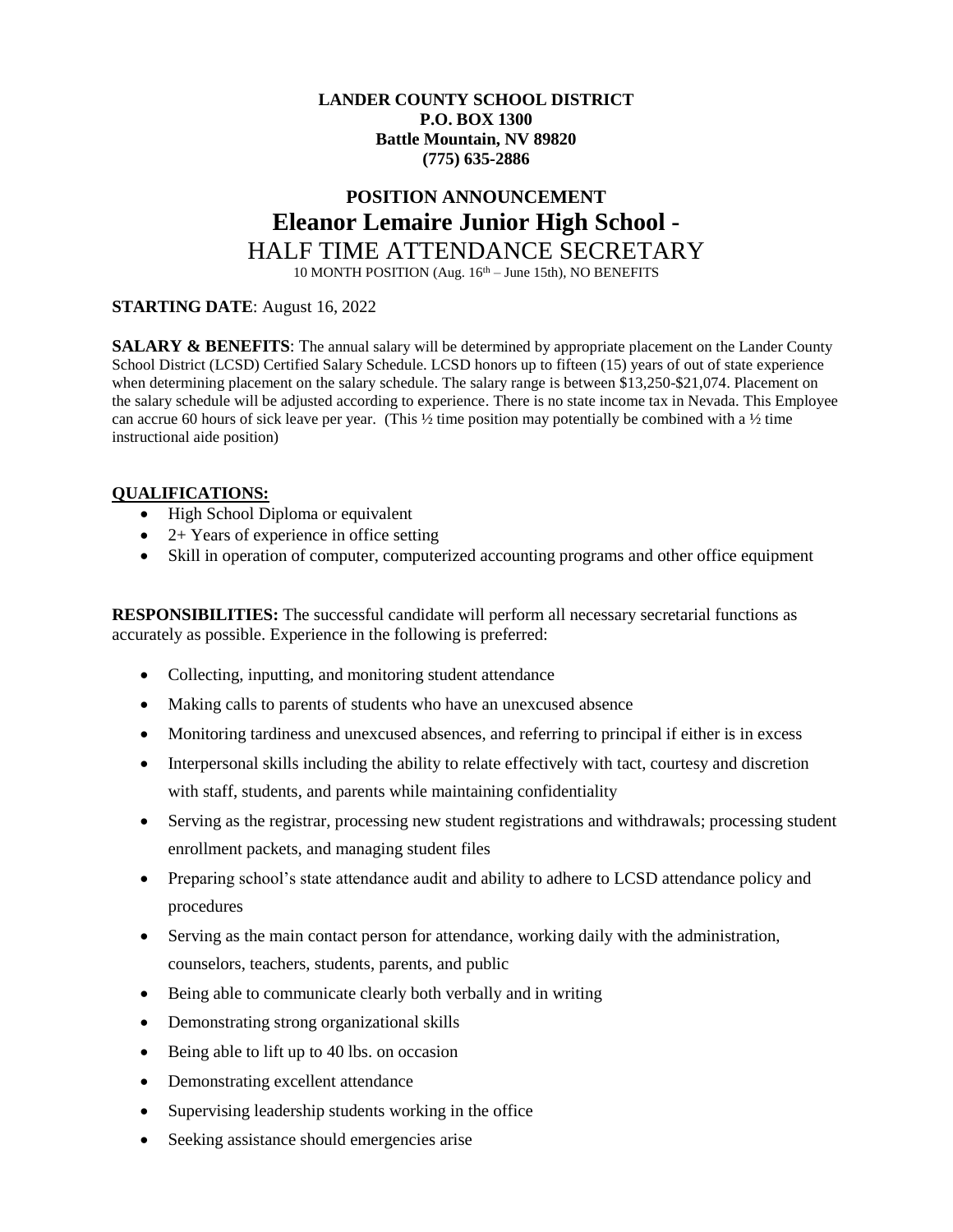**LANDER COUNTY SCHOOL DISTRICT**
**P.O. BOX 1300**
**Battle Mountain, NV 89820**
**(775) 635-2886**

# POSITION ANNOUNCEMENT

# Eleanor Lemaire Junior High School -

## HALF TIME ATTENDANCE SECRETARY

10 MONTH POSITION (Aug. 16th – June 15th), NO BENEFITS

**STARTING DATE**: August 16, 2022

**SALARY & BENEFITS**: The annual salary will be determined by appropriate placement on the Lander County School District (LCSD) Certified Salary Schedule. LCSD honors up to fifteen (15) years of out of state experience when determining placement on the salary schedule. The salary range is between $13,250-$21,074. Placement on the salary schedule will be adjusted according to experience. There is no state income tax in Nevada. This Employee can accrue 60 hours of sick leave per year. (This ½ time position may potentially be combined with a ½ time instructional aide position)

**QUALIFICATIONS:**

- High School Diploma or equivalent
- 2+ Years of experience in office setting
- Skill in operation of computer, computerized accounting programs and other office equipment

**RESPONSIBILITIES:** The successful candidate will perform all necessary secretarial functions as accurately as possible. Experience in the following is preferred:

- Collecting, inputting, and monitoring student attendance
- Making calls to parents of students who have an unexcused absence
- Monitoring tardiness and unexcused absences, and referring to principal if either is in excess
- Interpersonal skills including the ability to relate effectively with tact, courtesy and discretion with staff, students, and parents while maintaining confidentiality
- Serving as the registrar, processing new student registrations and withdrawals; processing student enrollment packets, and managing student files
- Preparing school's state attendance audit and ability to adhere to LCSD attendance policy and procedures
- Serving as the main contact person for attendance, working daily with the administration, counselors, teachers, students, parents, and public
- Being able to communicate clearly both verbally and in writing
- Demonstrating strong organizational skills
- Being able to lift up to 40 lbs. on occasion
- Demonstrating excellent attendance
- Supervising leadership students working in the office
- Seeking assistance should emergencies arise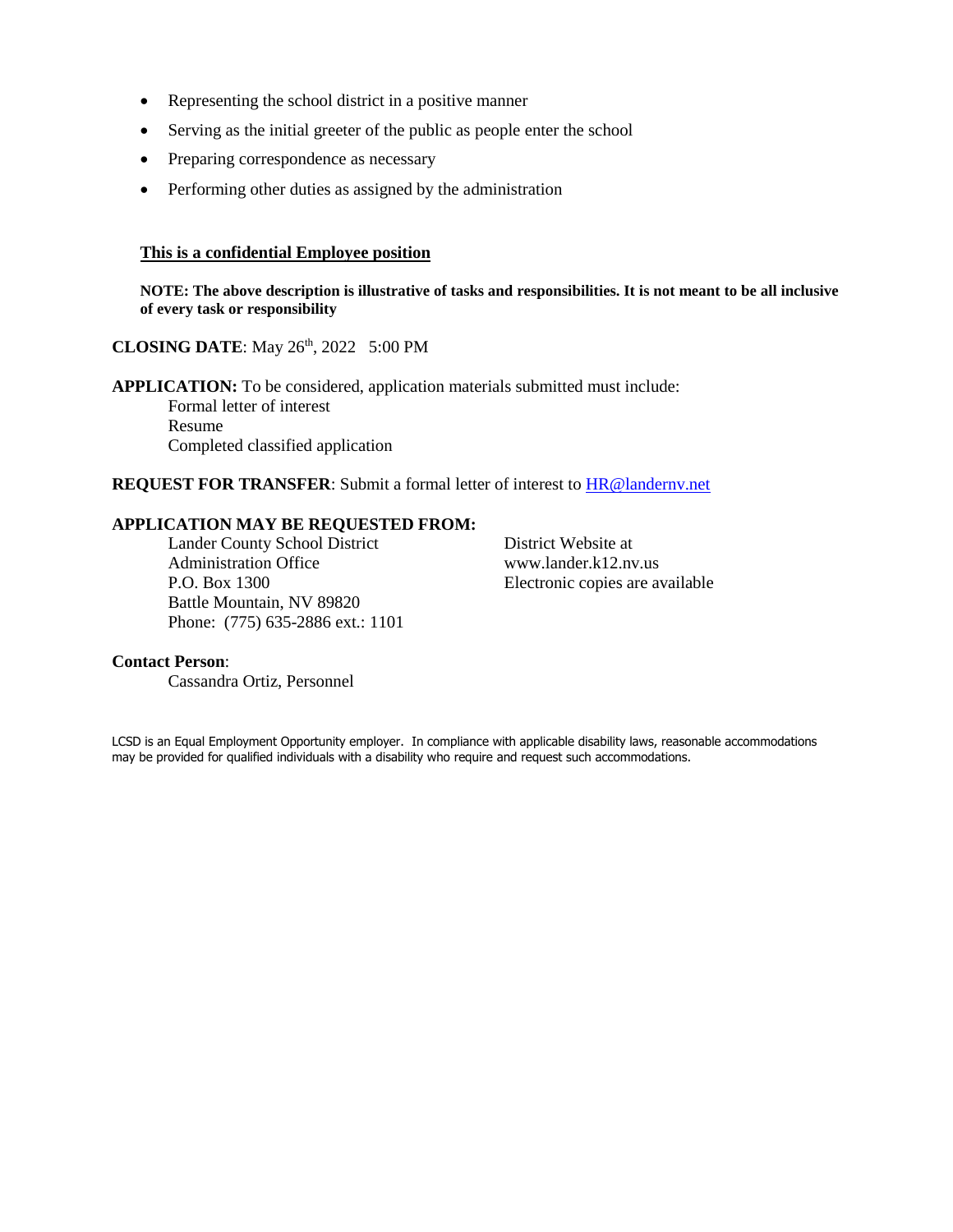- Representing the school district in a positive manner
- Serving as the initial greeter of the public as people enter the school
- Preparing correspondence as necessary
- Performing other duties as assigned by the administration

**This is a confidential Employee position**

**NOTE: The above description is illustrative of tasks and responsibilities. It is not meant to be all inclusive of every task or responsibility**

**CLOSING DATE**: May 26th, 2022 5:00 PM

**APPLICATION:** To be considered, application materials submitted must include:

Formal letter of interest
Resume
Completed classified application

**REQUEST FOR TRANSFER**: Submit a formal letter of interest to HR@landernv.net

**APPLICATION MAY BE REQUESTED FROM:**

Lander County School District
Administration Office
P.O. Box 1300
Battle Mountain, NV 89820
Phone: (775) 635-2886 ext.: 1101

District Website at
www.lander.k12.nv.us
Electronic copies are available

**Contact Person**:

Cassandra Ortiz, Personnel

LCSD is an Equal Employment Opportunity employer. In compliance with applicable disability laws, reasonable accommodations may be provided for qualified individuals with a disability who require and request such accommodations.